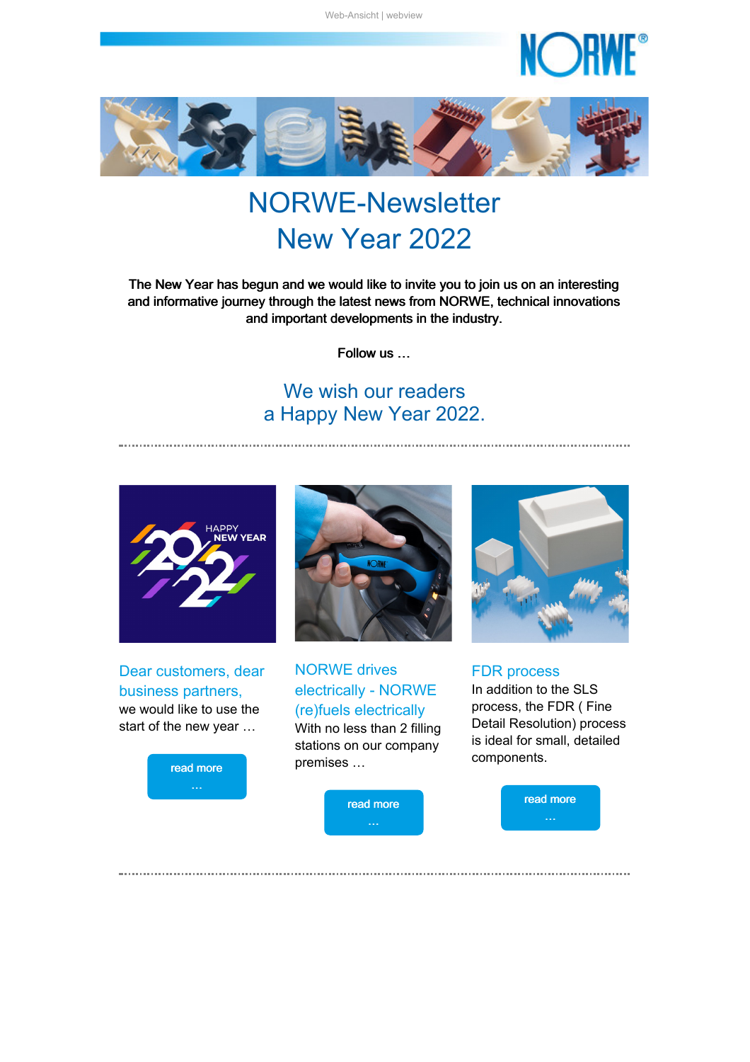Web-Ansicht | webview

# NORWE-Newsletter
# New Year 2022

**The New Year has begun and we would like to invite you to join us on an interesting and informative journey through the latest news from NORWE, technical innovations and important developments in the industry.**

**Follow us …**

## We wish our readers a Happy New Year 2022.

---

### Dear customers, dear business partners,

we would like to use the start of the new year …

read more …

### NORWE drives electrically - NORWE (re)fuels electrically

With no less than 2 filling stations on our company premises …

read more …

### FDR process

In addition to the SLS process, the FDR ( Fine Detail Resolution) process is ideal for small, detailed components.

read more …

---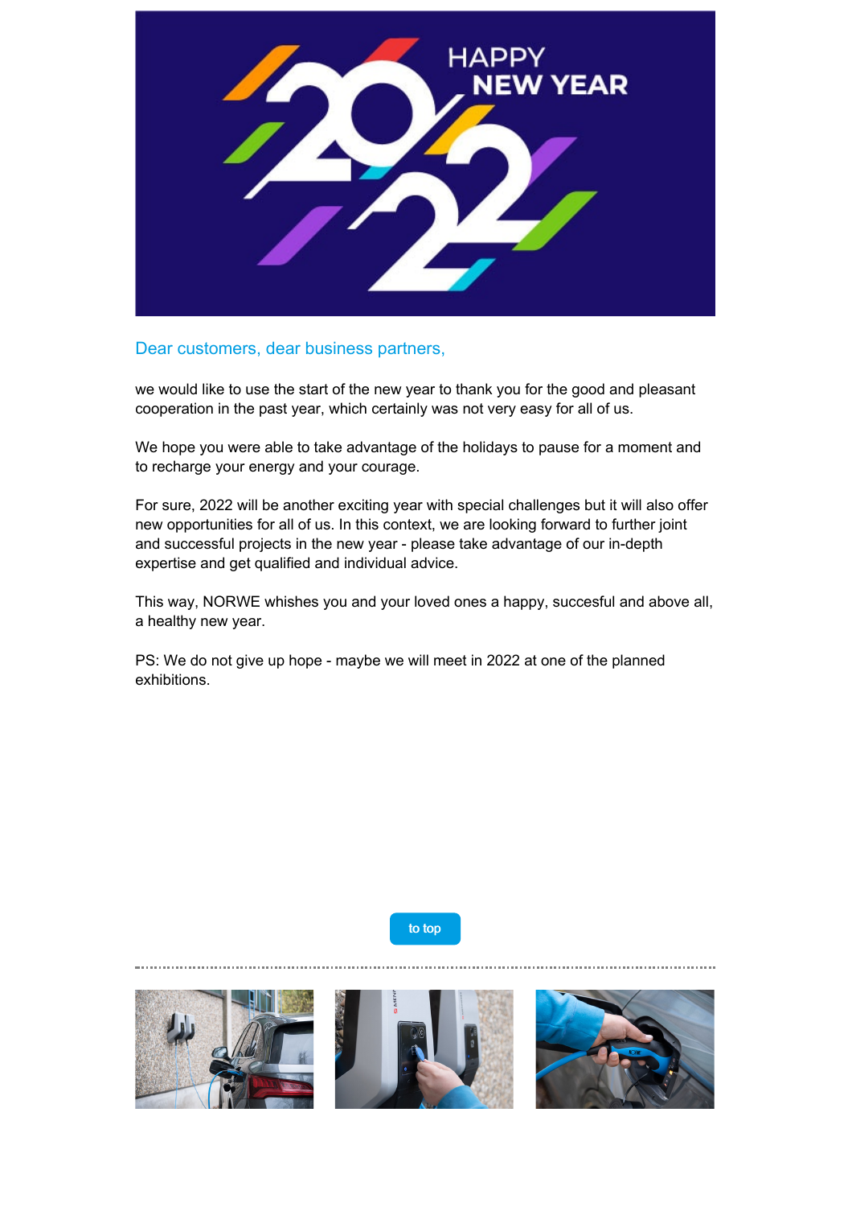Dear customers, dear business partners,

we would like to use the start of the new year to thank you for the good and pleasant cooperation in the past year, which certainly was not very easy for all of us.

We hope you were able to take advantage of the holidays to pause for a moment and to recharge your energy and your courage.

For sure, 2022 will be another exciting year with special challenges but it will also offer new opportunities for all of us. In this context, we are looking forward to further joint and successful projects in the new year - please take advantage of our in-depth expertise and get qualified and individual advice.

This way, NORWE whishes you and your loved ones a happy, succesful and above all, a healthy new year.

PS: We do not give up hope - maybe we will meet in 2022 at one of the planned exhibitions.

to top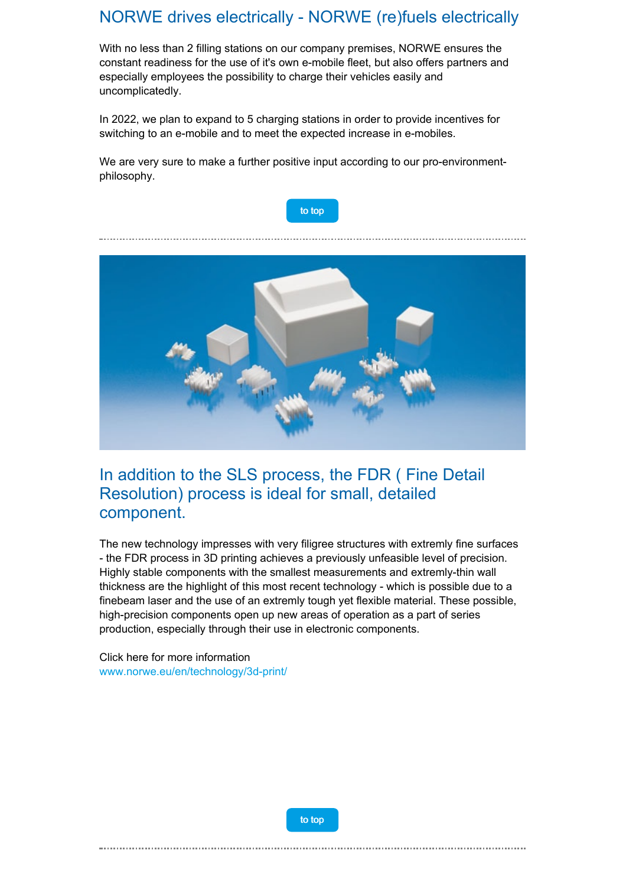## NORWE drives electrically - NORWE (re)fuels electrically

With no less than 2 filling stations on our company premises, NORWE ensures the constant readiness for the use of it's own e-mobile fleet, but also offers partners and especially employees the possibility to charge their vehicles easily and uncomplicatedly.

In 2022, we plan to expand to 5 charging stations in order to provide incentives for switching to an e-mobile and to meet the expected increase in e-mobiles.

We are very sure to make a further positive input according to our pro-environment-philosophy.

to top

---

## In addition to the SLS process, the FDR ( Fine Detail Resolution) process is ideal for small, detailed component.

The new technology impresses with very filigree structures with extremly fine surfaces - the FDR process in 3D printing achieves a previously unfeasible level of precision. Highly stable components with the smallest measurements and extremly-thin wall thickness are the highlight of this most recent technology - which is possible due to a finebeam laser and the use of an extremly tough yet flexible material. These possible, high-precision components open up new areas of operation as a part of series production, especially through their use in electronic components.

Click here for more information
www.norwe.eu/en/technology/3d-print/

to top

---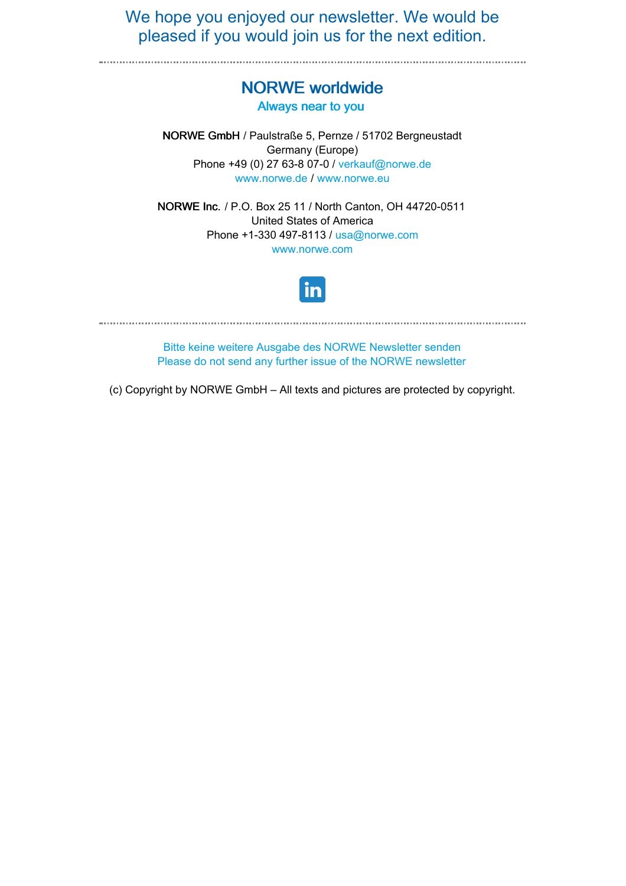We hope you enjoyed our newsletter. We would be pleased if you would join us for the next edition.

---

## NORWE worldwide

### Always near to you

**NORWE GmbH** / Paulstraße 5, Pernze / 51702 Bergneustadt
Germany (Europe)
Phone +49 (0) 27 63-8 07-0 / verkauf@norwe.de
www.norwe.de / www.norwe.eu

**NORWE Inc.** / P.O. Box 25 11 / North Canton, OH 44720-0511
United States of America
Phone +1-330 497-8113 / usa@norwe.com
www.norwe.com

---

Bitte keine weitere Ausgabe des NORWE Newsletter senden
Please do not send any further issue of the NORWE newsletter

(c) Copyright by NORWE GmbH – All texts and pictures are protected by copyright.